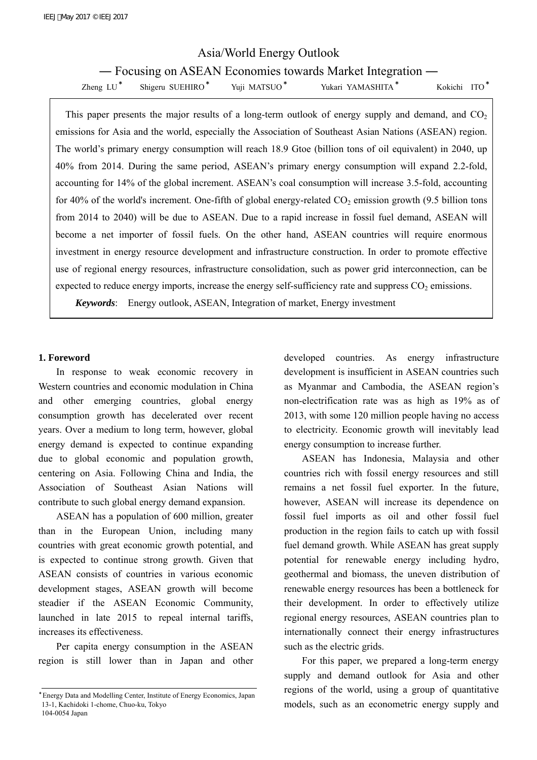# Asia/World Energy Outlook

## ― Focusing on ASEAN Economies towards Market Integration ―

Zheng LU\* Shigeru SUEHIRO\* Yuji MATSUO\* Yukari YAMASHITA\* Kokichi ITO\*

This paper presents the major results of a long-term outlook of energy supply and demand, and $CO_2$ emissions for Asia and the world, especially the Association of Southeast Asian Nations (ASEAN) region. The world's primary energy consumption will reach 18.9 Gtoe (billion tons of oil equivalent) in 2040, up 40% from 2014. During the same period, ASEAN's primary energy consumption will expand 2.2-fold, accounting for 14% of the global increment. ASEAN's coal consumption will increase 3.5-fold, accounting for 40% of the world's increment. One-fifth of global energy-related $CO_2$ emission growth (9.5 billion tons from 2014 to 2040) will be due to ASEAN. Due to a rapid increase in fossil fuel demand, ASEAN will become a net importer of fossil fuels. On the other hand, ASEAN countries will require enormous investment in energy resource development and infrastructure construction. In order to promote effective use of regional energy resources, infrastructure consolidation, such as power grid interconnection, can be expected to reduce energy imports, increase the energy self-sufficiency rate and suppress $CO_2$ emissions.

***Keywords***: Energy outlook, ASEAN, Integration of market, Energy investment

### 1. Foreword

In response to weak economic recovery in Western countries and economic modulation in China and other emerging countries, global energy consumption growth has decelerated over recent years. Over a medium to long term, however, global energy demand is expected to continue expanding due to global economic and population growth, centering on Asia. Following China and India, the Association of Southeast Asian Nations will contribute to such global energy demand expansion.

ASEAN has a population of 600 million, greater than in the European Union, including many countries with great economic growth potential, and is expected to continue strong growth. Given that ASEAN consists of countries in various economic development stages, ASEAN growth will become steadier if the ASEAN Economic Community, launched in late 2015 to repeal internal tariffs, increases its effectiveness.

Per capita energy consumption in the ASEAN region is still lower than in Japan and other developed countries. As energy infrastructure development is insufficient in ASEAN countries such as Myanmar and Cambodia, the ASEAN region's non-electrification rate was as high as 19% as of 2013, with some 120 million people having no access to electricity. Economic growth will inevitably lead energy consumption to increase further.

ASEAN has Indonesia, Malaysia and other countries rich with fossil energy resources and still remains a net fossil fuel exporter. In the future, however, ASEAN will increase its dependence on fossil fuel imports as oil and other fossil fuel production in the region fails to catch up with fossil fuel demand growth. While ASEAN has great supply potential for renewable energy including hydro, geothermal and biomass, the uneven distribution of renewable energy resources has been a bottleneck for their development. In order to effectively utilize regional energy resources, ASEAN countries plan to internationally connect their energy infrastructures such as the electric grids.

For this paper, we prepared a long-term energy supply and demand outlook for Asia and other regions of the world, using a group of quantitative models, such as an econometric energy supply and

\*Energy Data and Modelling Center, Institute of Energy Economics, Japan
13-1, Kachidoki 1-chome, Chuo-ku, Tokyo
104-0054 Japan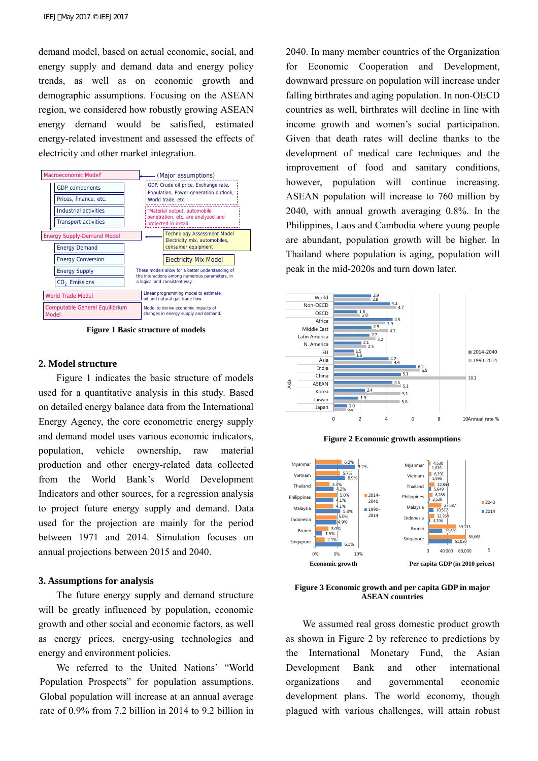demand model, based on actual economic, social, and energy supply and demand data and energy policy trends, as well as on economic growth and demographic assumptions. Focusing on the ASEAN region, we considered how robustly growing ASEAN energy demand would be satisfied, estimated energy-related investment and assessed the effects of electricity and other market integration.

Macroeconomic Model†
GDP components
Prices, finance, etc.
Industrial activities
Transport activities
(Major assumptions)
GDP, Crude oil price, Exchange rate, Population, Power generation outlook, World trade, etc.
†Material output, automobile penetration, etc. are analyzed and projected in detail
Energy Supply-Demand Model
Energy Demand
Energy Conversion
Energy Supply
$CO_2$ Emissions
Technology Assessment Model
Electricity mix, automobiles, consumer equipment
Electricity Mix Model
These models allow for a better understanding of the interactions among numerous parameters, in a logical and consistent way.
World Trade Model
Linear programming model to estimate oil and natural gas trade flow.
Computable General Equilibrium Model
Model to derive economic impacts of changes in energy supply and demand.

**Figure 1 Basic structure of models**

## 2. Model structure

Figure 1 indicates the basic structure of models used for a quantitative analysis in this study. Based on detailed energy balance data from the International Energy Agency, the core econometric energy supply and demand model uses various economic indicators, population, vehicle ownership, raw material production and other energy-related data collected from the World Bank's World Development Indicators and other sources, for a regression analysis to project future energy supply and demand. Data used for the projection are mainly for the period between 1971 and 2014. Simulation focuses on annual projections between 2015 and 2040.

## 3. Assumptions for analysis

The future energy supply and demand structure will be greatly influenced by population, economic growth and other social and economic factors, as well as energy prices, energy-using technologies and energy and environment policies.

We referred to the United Nations' "World Population Prospects" for population assumptions. Global population will increase at an annual average rate of 0.9% from 7.2 billion in 2014 to 9.2 billion in 2040. In many member countries of the Organization for Economic Cooperation and Development, downward pressure on population will increase under falling birthrates and aging population. In non-OECD countries as well, birthrates will decline in line with income growth and women's social participation. Given that death rates will decline thanks to the development of medical care techniques and the improvement of food and sanitary conditions, however, population will continue increasing. ASEAN population will increase to 760 million by 2040, with annual growth averaging 0.8%. In the Philippines, Laos and Cambodia where young people are abundant, population growth will be higher. In Thailand where population is aging, population will peak in the mid-2020s and turn down later.

World 2.9 2.8
Non-OECD 4.3 4.7
OECD 1.8 2.0
Africa 4.5 3.9
Middle East 2.9 4.1
Latin America 2.7 3.2
N. America 2.1 2.5
EU 1.5 1.6
Asia 4.2 4.4
India 6.2 6.5
China 5.1 10.1
ASEAN 4.5 5.1
Korea 2.4 5.1
Taiwan 1.9 5.0
Japan 1.0 0.9
Asia
0 2 4 6 8 10
Annual rate %
2014-2040
1990-2014

**Figure 2 Economic growth assumptions**

Economic growth
Myanmar 6.0% 9.2%
Vietnam 5.7% 6.9%
Thailand 3.3% 4.2%
Philippines 5.0% 4.1%
Malaysia 4.1% 5.8%
Indonesia 5.0% 4.9%
Brunei 3.0% 1.5%
Singapore 2.1% 6.1%
0% 5% 10%
2014-2040
1990-2014

Per capita GDP (in 2010 prices)
Myanmar 4,530 1,036
Vietnam 6,291 1,596
Thailand 12,844 5,649
Philippines 8,288 2,530
Malaysia 27,687 10,512
Indonesia 12,264 3,704
Brunei 59,133 29,691
Singapore 80,668 51,030
0 40,000 80,000 $
2040
2014

**Figure 3 Economic growth and per capita GDP in major ASEAN countries**

We assumed real gross domestic product growth as shown in Figure 2 by reference to predictions by the International Monetary Fund, the Asian Development Bank and other international organizations and governmental economic development plans. The world economy, though plagued with various challenges, will attain robust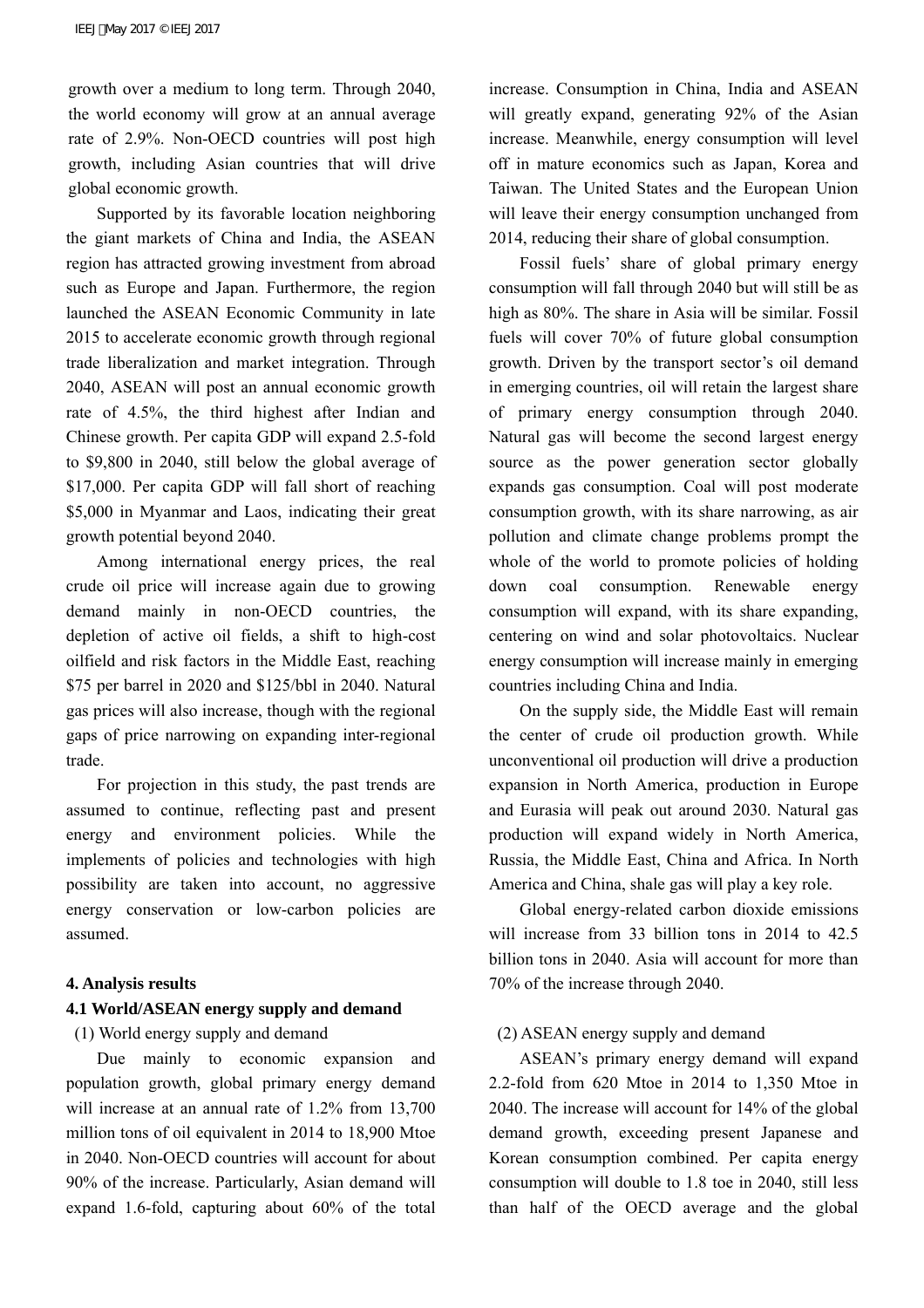growth over a medium to long term. Through 2040, the world economy will grow at an annual average rate of 2.9%. Non-OECD countries will post high growth, including Asian countries that will drive global economic growth.

Supported by its favorable location neighboring the giant markets of China and India, the ASEAN region has attracted growing investment from abroad such as Europe and Japan. Furthermore, the region launched the ASEAN Economic Community in late 2015 to accelerate economic growth through regional trade liberalization and market integration. Through 2040, ASEAN will post an annual economic growth rate of 4.5%, the third highest after Indian and Chinese growth. Per capita GDP will expand 2.5-fold to $9,800 in 2040, still below the global average of $17,000. Per capita GDP will fall short of reaching $5,000 in Myanmar and Laos, indicating their great growth potential beyond 2040.

Among international energy prices, the real crude oil price will increase again due to growing demand mainly in non-OECD countries, the depletion of active oil fields, a shift to high-cost oilfield and risk factors in the Middle East, reaching $75 per barrel in 2020 and $125/bbl in 2040. Natural gas prices will also increase, though with the regional gaps of price narrowing on expanding inter-regional trade.

For projection in this study, the past trends are assumed to continue, reflecting past and present energy and environment policies. While the implements of policies and technologies with high possibility are taken into account, no aggressive energy conservation or low-carbon policies are assumed.

## 4. Analysis results

### 4.1 World/ASEAN energy supply and demand

(1) World energy supply and demand

Due mainly to economic expansion and population growth, global primary energy demand will increase at an annual rate of 1.2% from 13,700 million tons of oil equivalent in 2014 to 18,900 Mtoe in 2040. Non-OECD countries will account for about 90% of the increase. Particularly, Asian demand will expand 1.6-fold, capturing about 60% of the total increase. Consumption in China, India and ASEAN will greatly expand, generating 92% of the Asian increase. Meanwhile, energy consumption will level off in mature economics such as Japan, Korea and Taiwan. The United States and the European Union will leave their energy consumption unchanged from 2014, reducing their share of global consumption.

Fossil fuels' share of global primary energy consumption will fall through 2040 but will still be as high as 80%. The share in Asia will be similar. Fossil fuels will cover 70% of future global consumption growth. Driven by the transport sector's oil demand in emerging countries, oil will retain the largest share of primary energy consumption through 2040. Natural gas will become the second largest energy source as the power generation sector globally expands gas consumption. Coal will post moderate consumption growth, with its share narrowing, as air pollution and climate change problems prompt the whole of the world to promote policies of holding down coal consumption. Renewable energy consumption will expand, with its share expanding, centering on wind and solar photovoltaics. Nuclear energy consumption will increase mainly in emerging countries including China and India.

On the supply side, the Middle East will remain the center of crude oil production growth. While unconventional oil production will drive a production expansion in North America, production in Europe and Eurasia will peak out around 2030. Natural gas production will expand widely in North America, Russia, the Middle East, China and Africa. In North America and China, shale gas will play a key role.

Global energy-related carbon dioxide emissions will increase from 33 billion tons in 2014 to 42.5 billion tons in 2040. Asia will account for more than 70% of the increase through 2040.

(2) ASEAN energy supply and demand

ASEAN's primary energy demand will expand 2.2-fold from 620 Mtoe in 2014 to 1,350 Mtoe in 2040. The increase will account for 14% of the global demand growth, exceeding present Japanese and Korean consumption combined. Per capita energy consumption will double to 1.8 toe in 2040, still less than half of the OECD average and the global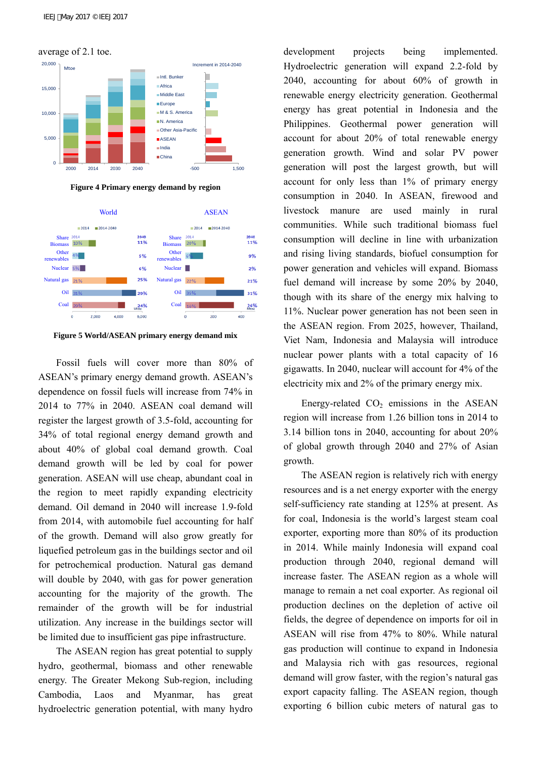average of 2.1 toe.

**Figure 4 Primary energy demand by region**

**Figure 5 World/ASEAN primary energy demand mix**

Fossil fuels will cover more than 80% of ASEAN's primary energy demand growth. ASEAN's dependence on fossil fuels will increase from 74% in 2014 to 77% in 2040. ASEAN coal demand will register the largest growth of 3.5-fold, accounting for 34% of total regional energy demand growth and about 40% of global coal demand growth. Coal demand growth will be led by coal for power generation. ASEAN will use cheap, abundant coal in the region to meet rapidly expanding electricity demand. Oil demand in 2040 will increase 1.9-fold from 2014, with automobile fuel accounting for half of the growth. Demand will also grow greatly for liquefied petroleum gas in the buildings sector and oil for petrochemical production. Natural gas demand will double by 2040, with gas for power generation accounting for the majority of the growth. The remainder of the growth will be for industrial utilization. Any increase in the buildings sector will be limited due to insufficient gas pipe infrastructure.

The ASEAN region has great potential to supply hydro, geothermal, biomass and other renewable energy. The Greater Mekong Sub-region, including Cambodia, Laos and Myanmar, has great hydroelectric generation potential, with many hydro development projects being implemented. Hydroelectric generation will expand 2.2-fold by 2040, accounting for about 60% of growth in renewable energy electricity generation. Geothermal energy has great potential in Indonesia and the Philippines. Geothermal power generation will account for about 20% of total renewable energy generation growth. Wind and solar PV power generation will post the largest growth, but will account for only less than 1% of primary energy consumption in 2040. In ASEAN, firewood and livestock manure are used mainly in rural communities. While such traditional biomass fuel consumption will decline in line with urbanization and rising living standards, biofuel consumption for power generation and vehicles will expand. Biomass fuel demand will increase by some 20% by 2040, though with its share of the energy mix halving to 11%. Nuclear power generation has not been seen in the ASEAN region. From 2025, however, Thailand, Viet Nam, Indonesia and Malaysia will introduce nuclear power plants with a total capacity of 16 gigawatts. In 2040, nuclear will account for 4% of the electricity mix and 2% of the primary energy mix.

Energy-related $CO_2$ emissions in the ASEAN region will increase from 1.26 billion tons in 2014 to 3.14 billion tons in 2040, accounting for about 20% of global growth through 2040 and 27% of Asian growth.

The ASEAN region is relatively rich with energy resources and is a net energy exporter with the energy self-sufficiency rate standing at 125% at present. As for coal, Indonesia is the world's largest steam coal exporter, exporting more than 80% of its production in 2014. While mainly Indonesia will expand coal production through 2040, regional demand will increase faster. The ASEAN region as a whole will manage to remain a net coal exporter. As regional oil production declines on the depletion of active oil fields, the degree of dependence on imports for oil in ASEAN will rise from 47% to 80%. While natural gas production will continue to expand in Indonesia and Malaysia rich with gas resources, regional demand will grow faster, with the region's natural gas export capacity falling. The ASEAN region, though exporting 6 billion cubic meters of natural gas to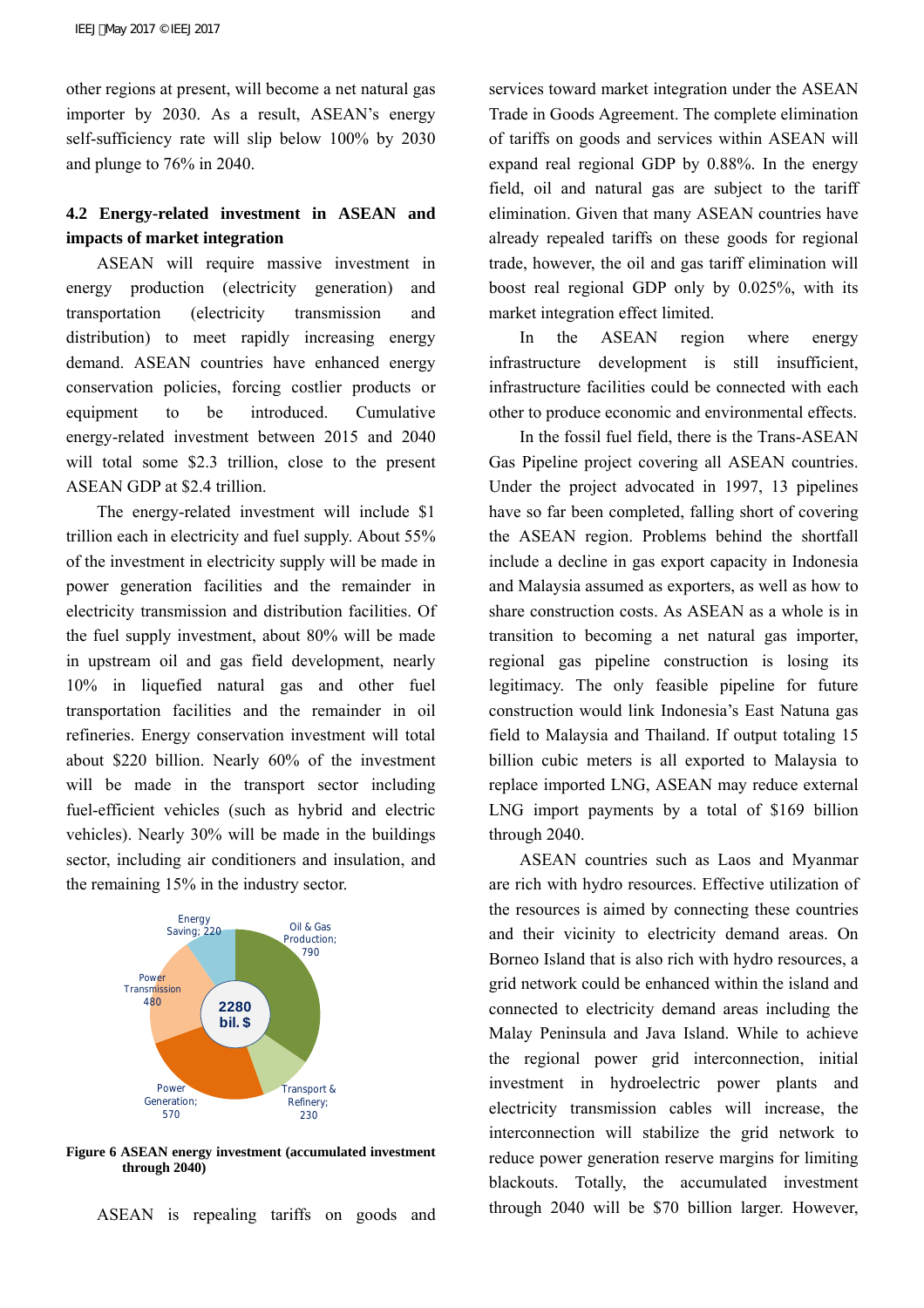other regions at present, will become a net natural gas importer by 2030. As a result, ASEAN's energy self-sufficiency rate will slip below 100% by 2030 and plunge to 76% in 2040.

### 4.2 Energy-related investment in ASEAN and impacts of market integration

ASEAN will require massive investment in energy production (electricity generation) and transportation (electricity transmission and distribution) to meet rapidly increasing energy demand. ASEAN countries have enhanced energy conservation policies, forcing costlier products or equipment to be introduced. Cumulative energy-related investment between 2015 and 2040 will total some \$2.3 trillion, close to the present ASEAN GDP at \$2.4 trillion.

The energy-related investment will include \$1 trillion each in electricity and fuel supply. About 55% of the investment in electricity supply will be made in power generation facilities and the remainder in electricity transmission and distribution facilities. Of the fuel supply investment, about 80% will be made in upstream oil and gas field development, nearly 10% in liquefied natural gas and other fuel transportation facilities and the remainder in oil refineries. Energy conservation investment will total about \$220 billion. Nearly 60% of the investment will be made in the transport sector including fuel-efficient vehicles (such as hybrid and electric vehicles). Nearly 30% will be made in the buildings sector, including air conditioners and insulation, and the remaining 15% in the industry sector.

Energy Saving; 220
Oil & Gas Production; 790
Power Transmission 480
2280 bil. \$
Power Generation; 570
Transport & Refinery; 230

**Figure 6 ASEAN energy investment (accumulated investment through 2040)**

ASEAN is repealing tariffs on goods and services toward market integration under the ASEAN Trade in Goods Agreement. The complete elimination of tariffs on goods and services within ASEAN will expand real regional GDP by 0.88%. In the energy field, oil and natural gas are subject to the tariff elimination. Given that many ASEAN countries have already repealed tariffs on these goods for regional trade, however, the oil and gas tariff elimination will boost real regional GDP only by 0.025%, with its market integration effect limited.

In the ASEAN region where energy infrastructure development is still insufficient, infrastructure facilities could be connected with each other to produce economic and environmental effects.

In the fossil fuel field, there is the Trans-ASEAN Gas Pipeline project covering all ASEAN countries. Under the project advocated in 1997, 13 pipelines have so far been completed, falling short of covering the ASEAN region. Problems behind the shortfall include a decline in gas export capacity in Indonesia and Malaysia assumed as exporters, as well as how to share construction costs. As ASEAN as a whole is in transition to becoming a net natural gas importer, regional gas pipeline construction is losing its legitimacy. The only feasible pipeline for future construction would link Indonesia's East Natuna gas field to Malaysia and Thailand. If output totaling 15 billion cubic meters is all exported to Malaysia to replace imported LNG, ASEAN may reduce external LNG import payments by a total of \$169 billion through 2040.

ASEAN countries such as Laos and Myanmar are rich with hydro resources. Effective utilization of the resources is aimed by connecting these countries and their vicinity to electricity demand areas. On Borneo Island that is also rich with hydro resources, a grid network could be enhanced within the island and connected to electricity demand areas including the Malay Peninsula and Java Island. While to achieve the regional power grid interconnection, initial investment in hydroelectric power plants and electricity transmission cables will increase, the interconnection will stabilize the grid network to reduce power generation reserve margins for limiting blackouts. Totally, the accumulated investment through 2040 will be \$70 billion larger. However,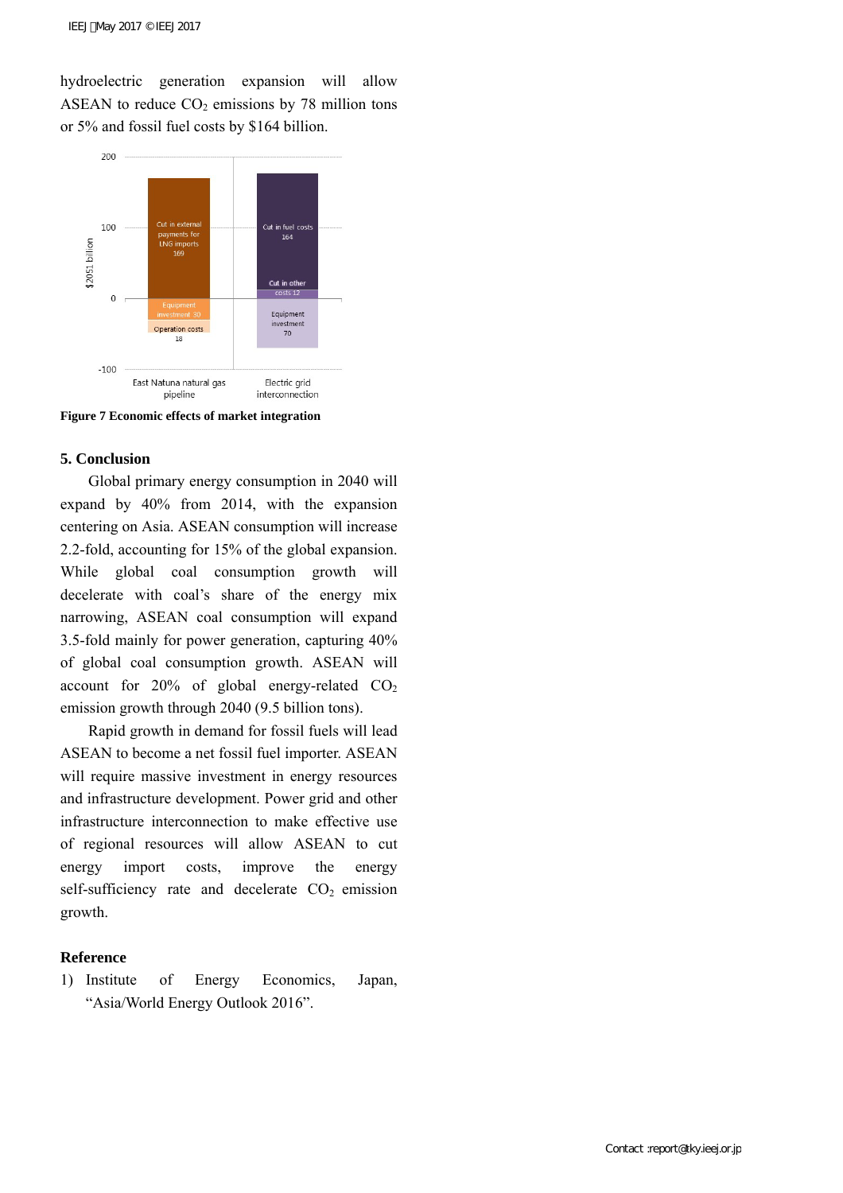hydroelectric generation expansion will allow ASEAN to reduce $CO_2$ emissions by 78 million tons or 5% and fossil fuel costs by $164 billion.

200

100

0

-100

$2051 billion

Cut in external payments for LNG imports 169

Equipment investment 30

Operation costs 18

Cut in fuel costs 164

Cut in other costs 12

Equipment investment 70

East Natuna natural gas pipeline

Electric grid interconnection

**Figure 7 Economic effects of market integration**

## 5. Conclusion

Global primary energy consumption in 2040 will expand by 40% from 2014, with the expansion centering on Asia. ASEAN consumption will increase 2.2-fold, accounting for 15% of the global expansion. While global coal consumption growth will decelerate with coal's share of the energy mix narrowing, ASEAN coal consumption will expand 3.5-fold mainly for power generation, capturing 40% of global coal consumption growth. ASEAN will account for 20% of global energy-related $CO_2$ emission growth through 2040 (9.5 billion tons).

Rapid growth in demand for fossil fuels will lead ASEAN to become a net fossil fuel importer. ASEAN will require massive investment in energy resources and infrastructure development. Power grid and other infrastructure interconnection to make effective use of regional resources will allow ASEAN to cut energy import costs, improve the energy self-sufficiency rate and decelerate $CO_2$ emission growth.

## Reference

1) Institute of Energy Economics, Japan, "Asia/World Energy Outlook 2016".